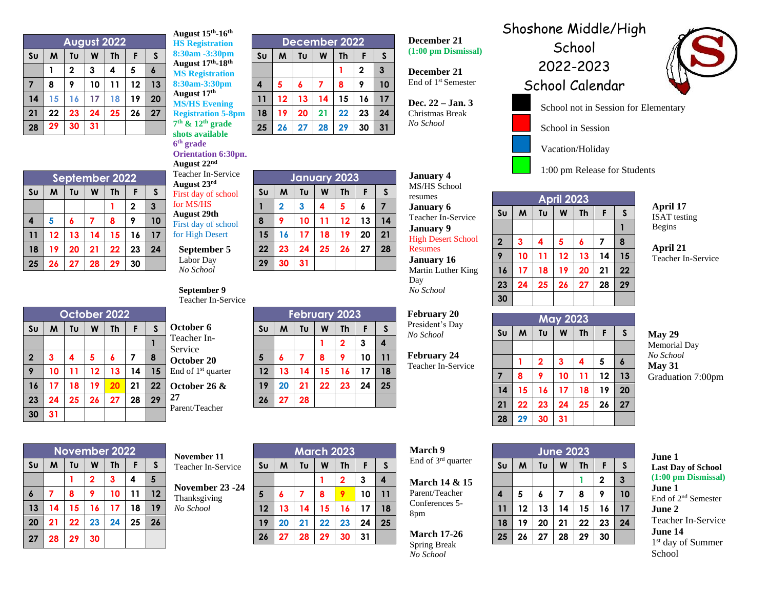# Shoshone Middle/High School
## 2022-2023 School Calendar

- School not in Session for Elementary
- School in Session
- Vacation/Holiday
- 1:00 pm Release for Students

### August 2022

| Su | M | Tu | W | Th | F | S |
|---|---|---|---|---|---|---|
| | 1 | 2 | 3 | 4 | 5 | 6 |
| 7 | 8 | 9 | 10 | 11 | 12 | 13 |
| 14 | 15 | 16 | 17 | 18 | 19 | 20 |
| 21 | 22 | 23 | 24 | 25 | 26 | 27 |
| 28 | 29 | 30 | 31 | | | |

**August 15th-16th**
HS Registration 8:30am -3:30pm
**August 17th-18th**
MS Registration 8:30am-3:30pm
**August 17th**
MS/HS Evening Registration 5-8pm
**7th & 12th grade shots available**
**6th grade Orientation 6:30pn.**
**August 22nd**
Teacher In-Service
**August 23rd**
First day of school for MS/HS
**August 29th**
First day of school for High Desert

### September 2022

| Su | M | Tu | W | Th | F | S |
|---|---|---|---|---|---|---|
| | | | | 1 | 2 | 3 |
| 4 | 5 | 6 | 7 | 8 | 9 | 10 |
| 11 | 12 | 13 | 14 | 15 | 16 | 17 |
| 18 | 19 | 20 | 21 | 22 | 23 | 24 |
| 25 | 26 | 27 | 28 | 29 | 30 | |

**September 5**
Labor Day
*No School*

**September 9**
Teacher In-Service

### October 2022

| Su | M | Tu | W | Th | F | S |
|---|---|---|---|---|---|---|
| | | | | | | 1 |
| 2 | 3 | 4 | 5 | 6 | 7 | 8 |
| 9 | 10 | 11 | 12 | 13 | 14 | 15 |
| 16 | 17 | 18 | 19 | 20 | 21 | 22 |
| 23 | 24 | 25 | 26 | 27 | 28 | 29 |
| 30 | 31 | | | | | |

**October 6**
Teacher In-Service
**October 20**
End of 1st quarter
**October 26 & 27**
Parent/Teacher

### November 2022

| Su | M | Tu | W | Th | F | S |
|---|---|---|---|---|---|---|
| | | 1 | 2 | 3 | 4 | 5 |
| 6 | 7 | 8 | 9 | 10 | 11 | 12 |
| 13 | 14 | 15 | 16 | 17 | 18 | 19 |
| 20 | 21 | 22 | 23 | 24 | 25 | 26 |
| 27 | 28 | 29 | 30 | | | |

**November 11**
Teacher In-Service

**November 23 -24**
Thanksgiving
*No School*

### December 2022

| Su | M | Tu | W | Th | F | S |
|---|---|---|---|---|---|---|
| | | | | 1 | 2 | 3 |
| 4 | 5 | 6 | 7 | 8 | 9 | 10 |
| 11 | 12 | 13 | 14 | 15 | 16 | 17 |
| 18 | 19 | 20 | 21 | 22 | 23 | 24 |
| 25 | 26 | 27 | 28 | 29 | 30 | 31 |

**December 21**
**(1:00 pm Dismissal)**

**December 21**
End of 1st Semester

**Dec. 22 – Jan. 3**
Christmas Break
*No School*

### January 2023

| Su | M | Tu | W | Th | F | S |
|---|---|---|---|---|---|---|
| 1 | 2 | 3 | 4 | 5 | 6 | 7 |
| 8 | 9 | 10 | 11 | 12 | 13 | 14 |
| 15 | 16 | 17 | 18 | 19 | 20 | 21 |
| 22 | 23 | 24 | 25 | 26 | 27 | 28 |
| 29 | 30 | 31 | | | | |

**January 4**
MS/HS School resumes
**January 6**
Teacher In-Service
**January 9**
High Desert School Resumes
**January 16**
Martin Luther King Day
*No School*

### February 2023

| Su | M | Tu | W | Th | F | S |
|---|---|---|---|---|---|---|
| | | | 1 | 2 | 3 | 4 |
| 5 | 6 | 7 | 8 | 9 | 10 | 11 |
| 12 | 13 | 14 | 15 | 16 | 17 | 18 |
| 19 | 20 | 21 | 22 | 23 | 24 | 25 |
| 26 | 27 | 28 | | | | |

**February 20**
President's Day
*No School*

**February 24**
Teacher In-Service

### March 2023

| Su | M | Tu | W | Th | F | S |
|---|---|---|---|---|---|---|
| | | | 1 | 2 | 3 | 4 |
| 5 | 6 | 7 | 8 | 9 | 10 | 11 |
| 12 | 13 | 14 | 15 | 16 | 17 | 18 |
| 19 | 20 | 21 | 22 | 23 | 24 | 25 |
| 26 | 27 | 28 | 29 | 30 | 31 | |

**March 9**
End of 3rd quarter

**March 14 & 15**
Parent/Teacher Conferences 5-8pm

**March 17-26**
Spring Break
*No School*

### April 2023

| Su | M | Tu | W | Th | F | S |
|---|---|---|---|---|---|---|
| | | | | | | 1 |
| 2 | 3 | 4 | 5 | 6 | 7 | 8 |
| 9 | 10 | 11 | 12 | 13 | 14 | 15 |
| 16 | 17 | 18 | 19 | 20 | 21 | 22 |
| 23 | 24 | 25 | 26 | 27 | 28 | 29 |
| 30 | | | | | | |

**April 17**
ISAT testing Begins

**April 21**
Teacher In-Service

### May 2023

| Su | M | Tu | W | Th | F | S |
|---|---|---|---|---|---|---|
| | 1 | 2 | 3 | 4 | 5 | 6 |
| 7 | 8 | 9 | 10 | 11 | 12 | 13 |
| 14 | 15 | 16 | 17 | 18 | 19 | 20 |
| 21 | 22 | 23 | 24 | 25 | 26 | 27 |
| 28 | 29 | 30 | 31 | | | |

**May 29**
Memorial Day
*No School*
**May 31**
Graduation 7:00pm

### June 2023

| Su | M | Tu | W | Th | F | S |
|---|---|---|---|---|---|---|
| | | | | 1 | 2 | 3 |
| 4 | 5 | 6 | 7 | 8 | 9 | 10 |
| 11 | 12 | 13 | 14 | 15 | 16 | 17 |
| 18 | 19 | 20 | 21 | 22 | 23 | 24 |
| 25 | 26 | 27 | 28 | 29 | 30 | |

**June 1**
**Last Day of School**
**(1:00 pm Dismissal)**
**June 1**
End of 2nd Semester
**June 2**
Teacher In-Service
**June 14**
1st day of Summer School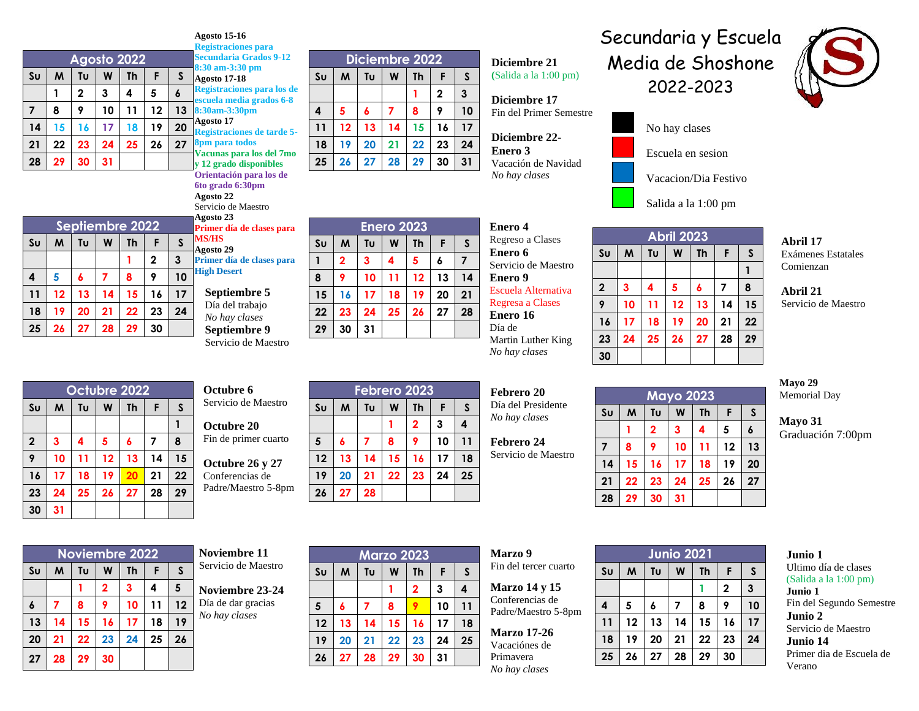# Secundaria y Escuela Media de Shoshone 2022-2023

- No hay clases
- Escuela en sesion
- Vacacion/Dia Festivo
- Salida a la 1:00 pm

## Agosto 2022

| Su | M | Tu | W | Th | F | S |
|---|---|---|---|---|---|---|
| | 1 | 2 | 3 | 4 | 5 | 6 |
| 7 | 8 | 9 | 10 | 11 | 12 | 13 |
| 14 | 15 | 16 | 17 | 18 | 19 | 20 |
| 21 | 22 | 23 | 24 | 25 | 26 | 27 |
| 28 | 29 | 30 | 31 | | | |

**Agosto 15-16**
Registraciones para Secundaria Grados 9-12 8:30 am-3:30 pm

**Agosto 17-18**
Registraciones para los de escuela media grados 6-8 8:30am-3:30pm

**Agosto 17**
Registraciones de tarde 5-8pm para todos
Vacunas para los del 7mo y 12 grado disponibles
Orientación para los de 6to grado 6:30pm

**Agosto 22**
Servicio de Maestro

**Agosto 23**
Primer día de clases para MS/HS

**Agosto 29**
Primer día de clases para High Desert

## Septiembre 2022

| Su | M | Tu | W | Th | F | S |
|---|---|---|---|---|---|---|
| | | | | 1 | 2 | 3 |
| 4 | 5 | 6 | 7 | 8 | 9 | 10 |
| 11 | 12 | 13 | 14 | 15 | 16 | 17 |
| 18 | 19 | 20 | 21 | 22 | 23 | 24 |
| 25 | 26 | 27 | 28 | 29 | 30 | |

**Septiembre 5**
Día del trabajo
*No hay clases*

**Septiembre 9**
Servicio de Maestro

## Octubre 2022

| Su | M | Tu | W | Th | F | S |
|---|---|---|---|---|---|---|
| | | | | | | 1 |
| 2 | 3 | 4 | 5 | 6 | 7 | 8 |
| 9 | 10 | 11 | 12 | 13 | 14 | 15 |
| 16 | 17 | 18 | 19 | 20 | 21 | 22 |
| 23 | 24 | 25 | 26 | 27 | 28 | 29 |
| 30 | 31 | | | | | |

**Octubre 6**
Servicio de Maestro

**Octubre 20**
Fin de primer cuarto

**Octubre 26 y 27**
Conferencias de Padre/Maestro 5-8pm

## Noviembre 2022

| Su | M | Tu | W | Th | F | S |
|---|---|---|---|---|---|---|
| | | 1 | 2 | 3 | 4 | 5 |
| 6 | 7 | 8 | 9 | 10 | 11 | 12 |
| 13 | 14 | 15 | 16 | 17 | 18 | 19 |
| 20 | 21 | 22 | 23 | 24 | 25 | 26 |
| 27 | 28 | 29 | 30 | | | |

**Noviembre 11**
Servicio de Maestro

**Noviembre 23-24**
Día de dar gracias
*No hay clases*

## Diciembre 2022

| Su | M | Tu | W | Th | F | S |
|---|---|---|---|---|---|---|
| | | | | 1 | 2 | 3 |
| 4 | 5 | 6 | 7 | 8 | 9 | 10 |
| 11 | 12 | 13 | 14 | 15 | 16 | 17 |
| 18 | 19 | 20 | 21 | 22 | 23 | 24 |
| 25 | 26 | 27 | 28 | 29 | 30 | 31 |

**Diciembre 21**
(Salida a la 1:00 pm)

**Diciembre 17**
Fin del Primer Semestre

**Diciembre 22- Enero 3**
Vacación de Navidad
*No hay clases*

## Enero 2023

| Su | M | Tu | W | Th | F | S |
|---|---|---|---|---|---|---|
| 1 | 2 | 3 | 4 | 5 | 6 | 7 |
| 8 | 9 | 10 | 11 | 12 | 13 | 14 |
| 15 | 16 | 17 | 18 | 19 | 20 | 21 |
| 22 | 23 | 24 | 25 | 26 | 27 | 28 |
| 29 | 30 | 31 | | | | |

**Enero 4**
Regreso a Clases

**Enero 6**
Servicio de Maestro

**Enero 9**
Escuela Alternativa Regresa a Clases

**Enero 16**
Día de Martin Luther King
*No hay clases*

## Febrero 2023

| Su | M | Tu | W | Th | F | S |
|---|---|---|---|---|---|---|
| | | | 1 | 2 | 3 | 4 |
| 5 | 6 | 7 | 8 | 9 | 10 | 11 |
| 12 | 13 | 14 | 15 | 16 | 17 | 18 |
| 19 | 20 | 21 | 22 | 23 | 24 | 25 |
| 26 | 27 | 28 | | | | |

**Febrero 20**
Día del Presidente
*No hay clases*

**Febrero 24**
Servicio de Maestro

## Marzo 2023

| Su | M | Tu | W | Th | F | S |
|---|---|---|---|---|---|---|
| | | | 1 | 2 | 3 | 4 |
| 5 | 6 | 7 | 8 | 9 | 10 | 11 |
| 12 | 13 | 14 | 15 | 16 | 17 | 18 |
| 19 | 20 | 21 | 22 | 23 | 24 | 25 |
| 26 | 27 | 28 | 29 | 30 | 31 | |

**Marzo 9**
Fin del tercer cuarto

**Marzo 14 y 15**
Conferencias de Padre/Maestro 5-8pm

**Marzo 17-26**
Vacaciónes de Primavera
*No hay clases*

## Abril 2023

| Su | M | Tu | W | Th | F | S |
|---|---|---|---|---|---|---|
| | | | | | | 1 |
| 2 | 3 | 4 | 5 | 6 | 7 | 8 |
| 9 | 10 | 11 | 12 | 13 | 14 | 15 |
| 16 | 17 | 18 | 19 | 20 | 21 | 22 |
| 23 | 24 | 25 | 26 | 27 | 28 | 29 |
| 30 | | | | | | |

**Abril 17**
Exámenes Estatales Comienzan

**Abril 21**
Servicio de Maestro

## Mayo 2023

| Su | M | Tu | W | Th | F | S |
|---|---|---|---|---|---|---|
| | 1 | 2 | 3 | 4 | 5 | 6 |
| 7 | 8 | 9 | 10 | 11 | 12 | 13 |
| 14 | 15 | 16 | 17 | 18 | 19 | 20 |
| 21 | 22 | 23 | 24 | 25 | 26 | 27 |
| 28 | 29 | 30 | 31 | | | |

**Mayo 29**
Memorial Day

**Mayo 31**
Graduación 7:00pm

## Junio 2021

| Su | M | Tu | W | Th | F | S |
|---|---|---|---|---|---|---|
| | | | | 1 | 2 | 3 |
| 4 | 5 | 6 | 7 | 8 | 9 | 10 |
| 11 | 12 | 13 | 14 | 15 | 16 | 17 |
| 18 | 19 | 20 | 21 | 22 | 23 | 24 |
| 25 | 26 | 27 | 28 | 29 | 30 | |

**Junio 1**
Ultimo día de clases
(Salida a la 1:00 pm)

**Junio 1**
Fin del Segundo Semestre

**Junio 2**
Servicio de Maestro

**Junio 14**
Primer dia de Escuela de Verano